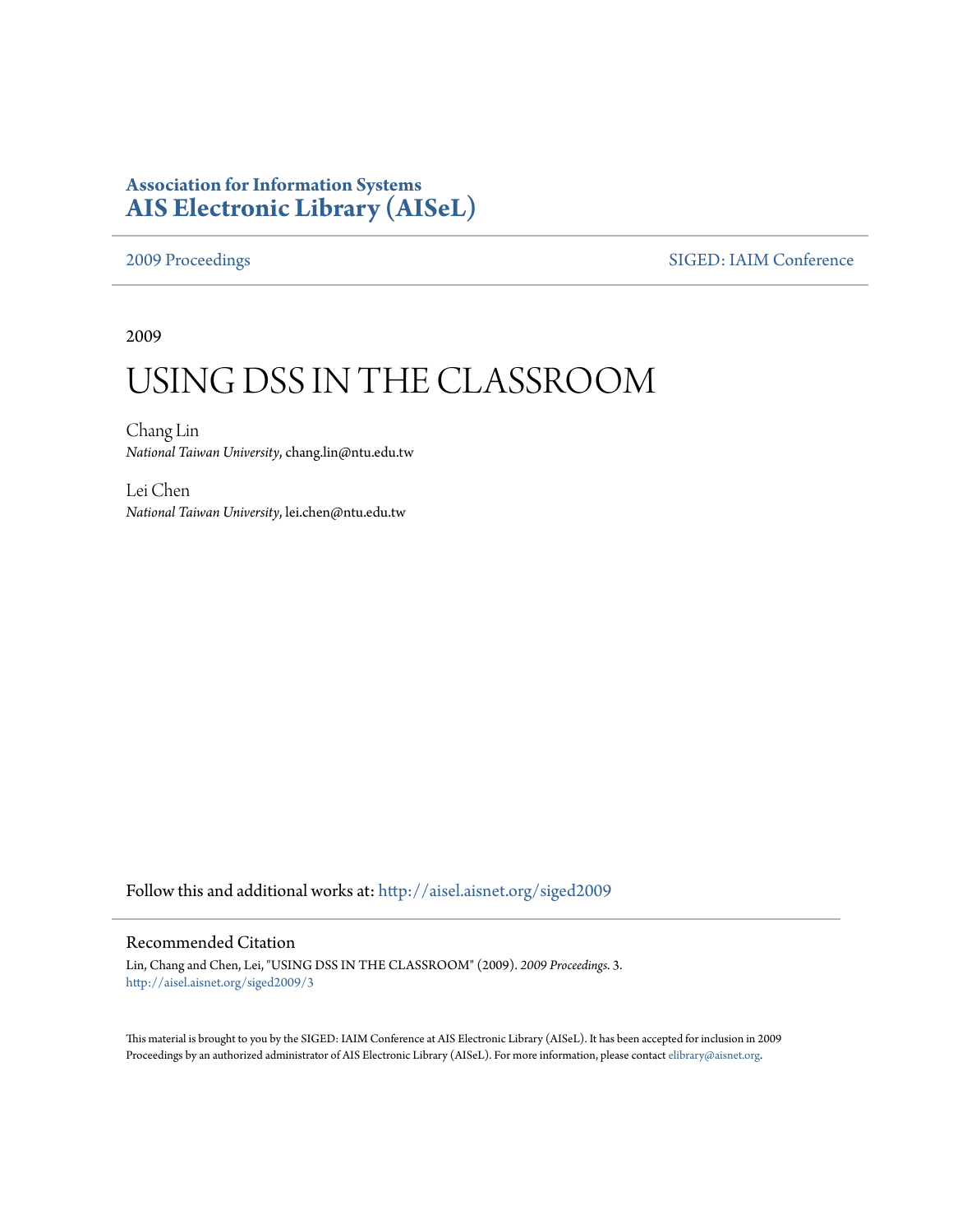**Association for Information Systems**
**AIS Electronic Library (AISeL)**

2009 Proceedings | SIGED: IAIM Conference

2009

# USING DSS IN THE CLASSROOM

Chang Lin
*National Taiwan University*, chang.lin@ntu.edu.tw

Lei Chen
*National Taiwan University*, lei.chen@ntu.edu.tw

Follow this and additional works at: http://aisel.aisnet.org/siged2009

## Recommended Citation

Lin, Chang and Chen, Lei, "USING DSS IN THE CLASSROOM" (2009). *2009 Proceedings*. 3.
http://aisel.aisnet.org/siged2009/3

This material is brought to you by the SIGED: IAIM Conference at AIS Electronic Library (AISeL). It has been accepted for inclusion in 2009 Proceedings by an authorized administrator of AIS Electronic Library (AISeL). For more information, please contact elibrary@aisnet.org.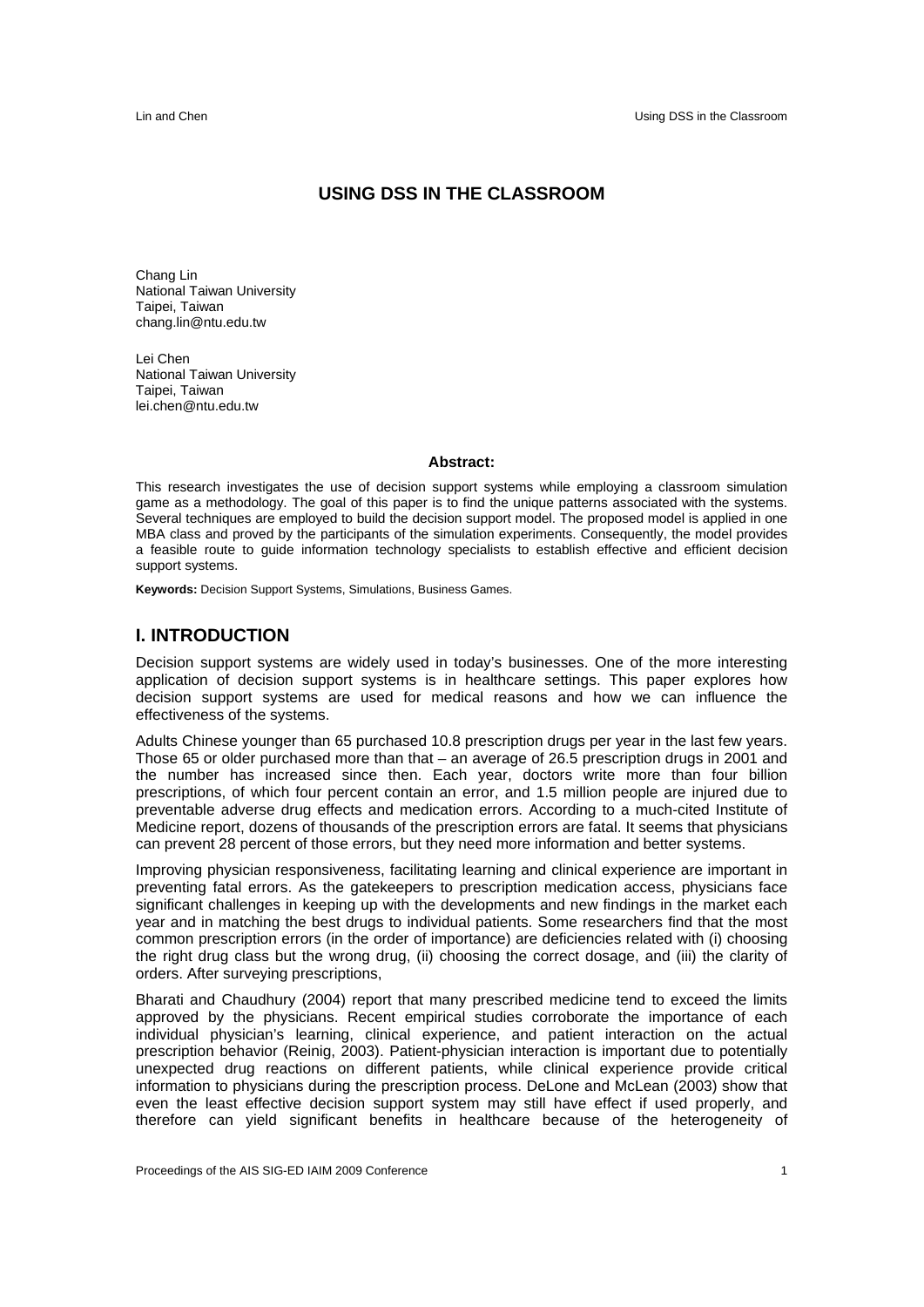# USING DSS IN THE CLASSROOM

Chang Lin
National Taiwan University
Taipei, Taiwan
chang.lin@ntu.edu.tw

Lei Chen
National Taiwan University
Taipei, Taiwan
lei.chen@ntu.edu.tw

**Abstract:**

This research investigates the use of decision support systems while employing a classroom simulation game as a methodology. The goal of this paper is to find the unique patterns associated with the systems. Several techniques are employed to build the decision support model. The proposed model is applied in one MBA class and proved by the participants of the simulation experiments. Consequently, the model provides a feasible route to guide information technology specialists to establish effective and efficient decision support systems.

**Keywords:** Decision Support Systems, Simulations, Business Games.

## I. INTRODUCTION

Decision support systems are widely used in today's businesses. One of the more interesting application of decision support systems is in healthcare settings. This paper explores how decision support systems are used for medical reasons and how we can influence the effectiveness of the systems.

Adults Chinese younger than 65 purchased 10.8 prescription drugs per year in the last few years. Those 65 or older purchased more than that – an average of 26.5 prescription drugs in 2001 and the number has increased since then. Each year, doctors write more than four billion prescriptions, of which four percent contain an error, and 1.5 million people are injured due to preventable adverse drug effects and medication errors. According to a much-cited Institute of Medicine report, dozens of thousands of the prescription errors are fatal. It seems that physicians can prevent 28 percent of those errors, but they need more information and better systems.

Improving physician responsiveness, facilitating learning and clinical experience are important in preventing fatal errors. As the gatekeepers to prescription medication access, physicians face significant challenges in keeping up with the developments and new findings in the market each year and in matching the best drugs to individual patients. Some researchers find that the most common prescription errors (in the order of importance) are deficiencies related with (i) choosing the right drug class but the wrong drug, (ii) choosing the correct dosage, and (iii) the clarity of orders. After surveying prescriptions,

Bharati and Chaudhury (2004) report that many prescribed medicine tend to exceed the limits approved by the physicians. Recent empirical studies corroborate the importance of each individual physician's learning, clinical experience, and patient interaction on the actual prescription behavior (Reinig, 2003). Patient-physician interaction is important due to potentially unexpected drug reactions on different patients, while clinical experience provide critical information to physicians during the prescription process. DeLone and McLean (2003) show that even the least effective decision support system may still have effect if used properly, and therefore can yield significant benefits in healthcare because of the heterogeneity of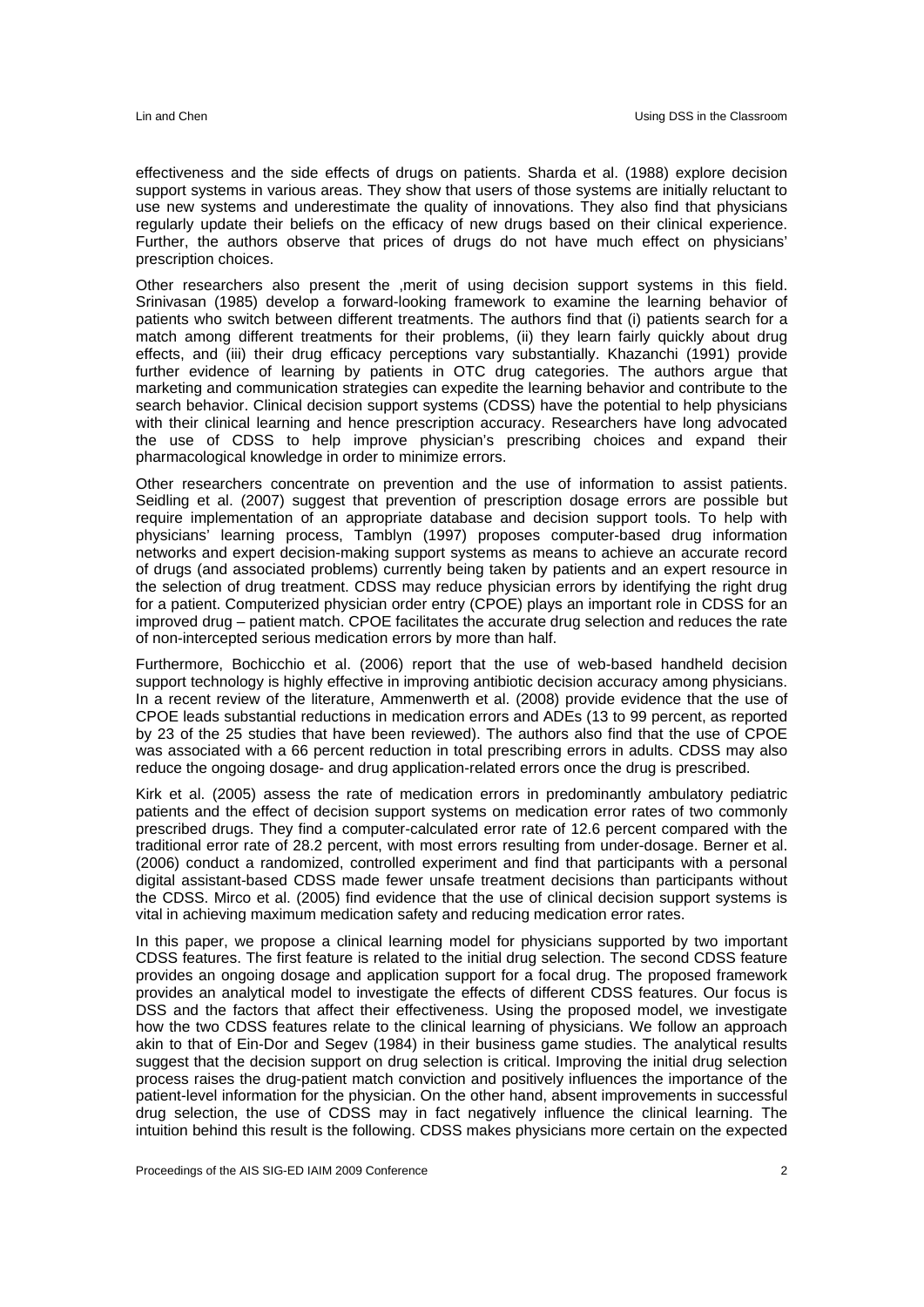effectiveness and the side effects of drugs on patients. Sharda et al. (1988) explore decision support systems in various areas. They show that users of those systems are initially reluctant to use new systems and underestimate the quality of innovations. They also find that physicians regularly update their beliefs on the efficacy of new drugs based on their clinical experience. Further, the authors observe that prices of drugs do not have much effect on physicians' prescription choices.

Other researchers also present the ,merit of using decision support systems in this field. Srinivasan (1985) develop a forward-looking framework to examine the learning behavior of patients who switch between different treatments. The authors find that (i) patients search for a match among different treatments for their problems, (ii) they learn fairly quickly about drug effects, and (iii) their drug efficacy perceptions vary substantially. Khazanchi (1991) provide further evidence of learning by patients in OTC drug categories. The authors argue that marketing and communication strategies can expedite the learning behavior and contribute to the search behavior. Clinical decision support systems (CDSS) have the potential to help physicians with their clinical learning and hence prescription accuracy. Researchers have long advocated the use of CDSS to help improve physician's prescribing choices and expand their pharmacological knowledge in order to minimize errors.

Other researchers concentrate on prevention and the use of information to assist patients. Seidling et al. (2007) suggest that prevention of prescription dosage errors are possible but require implementation of an appropriate database and decision support tools. To help with physicians' learning process, Tamblyn (1997) proposes computer-based drug information networks and expert decision-making support systems as means to achieve an accurate record of drugs (and associated problems) currently being taken by patients and an expert resource in the selection of drug treatment. CDSS may reduce physician errors by identifying the right drug for a patient. Computerized physician order entry (CPOE) plays an important role in CDSS for an improved drug – patient match. CPOE facilitates the accurate drug selection and reduces the rate of non-intercepted serious medication errors by more than half.

Furthermore, Bochicchio et al. (2006) report that the use of web-based handheld decision support technology is highly effective in improving antibiotic decision accuracy among physicians. In a recent review of the literature, Ammenwerth et al. (2008) provide evidence that the use of CPOE leads substantial reductions in medication errors and ADEs (13 to 99 percent, as reported by 23 of the 25 studies that have been reviewed). The authors also find that the use of CPOE was associated with a 66 percent reduction in total prescribing errors in adults. CDSS may also reduce the ongoing dosage- and drug application-related errors once the drug is prescribed.

Kirk et al. (2005) assess the rate of medication errors in predominantly ambulatory pediatric patients and the effect of decision support systems on medication error rates of two commonly prescribed drugs. They find a computer-calculated error rate of 12.6 percent compared with the traditional error rate of 28.2 percent, with most errors resulting from under-dosage. Berner et al. (2006) conduct a randomized, controlled experiment and find that participants with a personal digital assistant-based CDSS made fewer unsafe treatment decisions than participants without the CDSS. Mirco et al. (2005) find evidence that the use of clinical decision support systems is vital in achieving maximum medication safety and reducing medication error rates.

In this paper, we propose a clinical learning model for physicians supported by two important CDSS features. The first feature is related to the initial drug selection. The second CDSS feature provides an ongoing dosage and application support for a focal drug. The proposed framework provides an analytical model to investigate the effects of different CDSS features. Our focus is DSS and the factors that affect their effectiveness. Using the proposed model, we investigate how the two CDSS features relate to the clinical learning of physicians. We follow an approach akin to that of Ein-Dor and Segev (1984) in their business game studies. The analytical results suggest that the decision support on drug selection is critical. Improving the initial drug selection process raises the drug-patient match conviction and positively influences the importance of the patient-level information for the physician. On the other hand, absent improvements in successful drug selection, the use of CDSS may in fact negatively influence the clinical learning. The intuition behind this result is the following. CDSS makes physicians more certain on the expected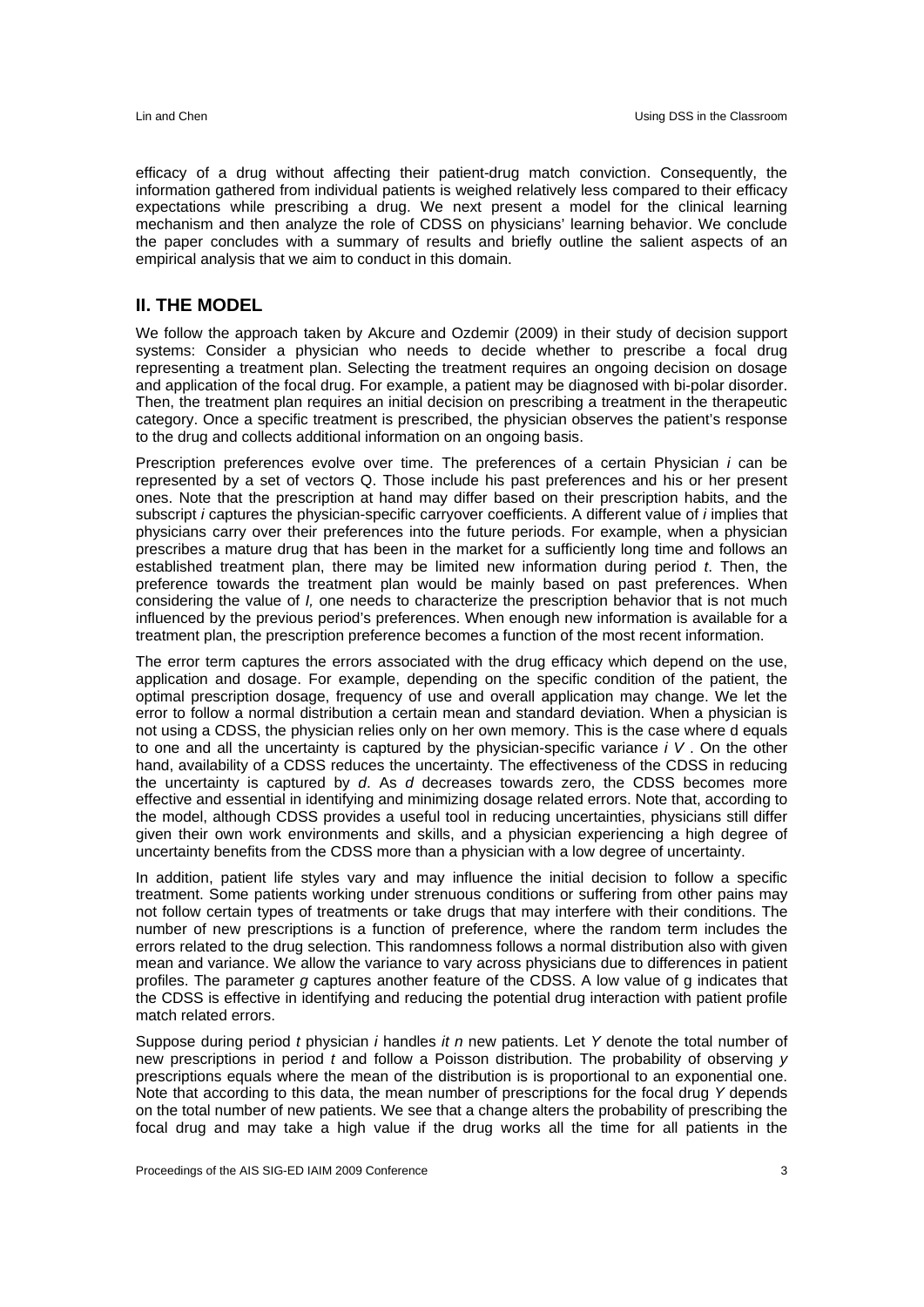efficacy of a drug without affecting their patient-drug match conviction. Consequently, the information gathered from individual patients is weighed relatively less compared to their efficacy expectations while prescribing a drug. We next present a model for the clinical learning mechanism and then analyze the role of CDSS on physicians' learning behavior. We conclude the paper concludes with a summary of results and briefly outline the salient aspects of an empirical analysis that we aim to conduct in this domain.

## II. THE MODEL

We follow the approach taken by Akcure and Ozdemir (2009) in their study of decision support systems: Consider a physician who needs to decide whether to prescribe a focal drug representing a treatment plan. Selecting the treatment requires an ongoing decision on dosage and application of the focal drug. For example, a patient may be diagnosed with bi-polar disorder. Then, the treatment plan requires an initial decision on prescribing a treatment in the therapeutic category. Once a specific treatment is prescribed, the physician observes the patient's response to the drug and collects additional information on an ongoing basis.

Prescription preferences evolve over time. The preferences of a certain Physician *i* can be represented by a set of vectors Q. Those include his past preferences and his or her present ones. Note that the prescription at hand may differ based on their prescription habits, and the subscript *i* captures the physician-specific carryover coefficients. A different value of *i* implies that physicians carry over their preferences into the future periods. For example, when a physician prescribes a mature drug that has been in the market for a sufficiently long time and follows an established treatment plan, there may be limited new information during period *t*. Then, the preference towards the treatment plan would be mainly based on past preferences. When considering the value of *I,* one needs to characterize the prescription behavior that is not much influenced by the previous period's preferences. When enough new information is available for a treatment plan, the prescription preference becomes a function of the most recent information.

The error term captures the errors associated with the drug efficacy which depend on the use, application and dosage. For example, depending on the specific condition of the patient, the optimal prescription dosage, frequency of use and overall application may change. We let the error to follow a normal distribution a certain mean and standard deviation. When a physician is not using a CDSS, the physician relies only on her own memory. This is the case where d equals to one and all the uncertainty is captured by the physician-specific variance *i V* . On the other hand, availability of a CDSS reduces the uncertainty. The effectiveness of the CDSS in reducing the uncertainty is captured by *d*. As *d* decreases towards zero, the CDSS becomes more effective and essential in identifying and minimizing dosage related errors. Note that, according to the model, although CDSS provides a useful tool in reducing uncertainties, physicians still differ given their own work environments and skills, and a physician experiencing a high degree of uncertainty benefits from the CDSS more than a physician with a low degree of uncertainty.

In addition, patient life styles vary and may influence the initial decision to follow a specific treatment. Some patients working under strenuous conditions or suffering from other pains may not follow certain types of treatments or take drugs that may interfere with their conditions. The number of new prescriptions is a function of preference, where the random term includes the errors related to the drug selection. This randomness follows a normal distribution also with given mean and variance. We allow the variance to vary across physicians due to differences in patient profiles. The parameter *g* captures another feature of the CDSS. A low value of g indicates that the CDSS is effective in identifying and reducing the potential drug interaction with patient profile match related errors.

Suppose during period *t* physician *i* handles *it n* new patients. Let *Y* denote the total number of new prescriptions in period *t* and follow a Poisson distribution. The probability of observing *y* prescriptions equals where the mean of the distribution is is proportional to an exponential one. Note that according to this data, the mean number of prescriptions for the focal drug *Y* depends on the total number of new patients. We see that a change alters the probability of prescribing the focal drug and may take a high value if the drug works all the time for all patients in the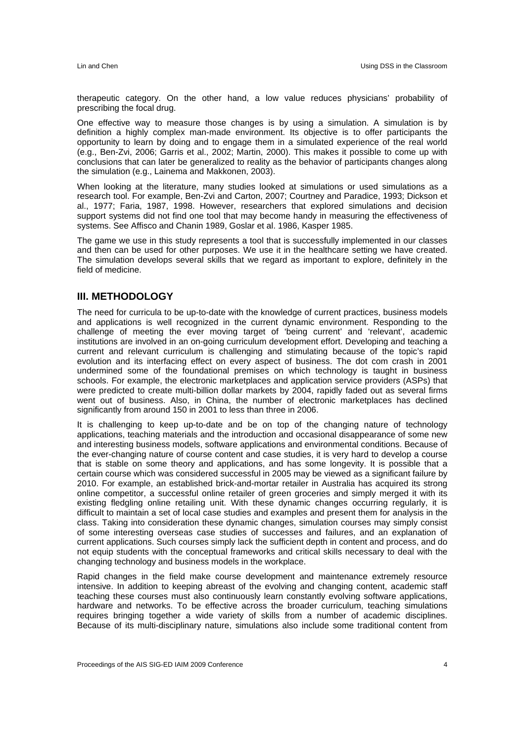therapeutic category. On the other hand, a low value reduces physicians' probability of prescribing the focal drug.

One effective way to measure those changes is by using a simulation. A simulation is by definition a highly complex man-made environment. Its objective is to offer participants the opportunity to learn by doing and to engage them in a simulated experience of the real world (e.g., Ben-Zvi, 2006; Garris et al., 2002; Martin, 2000). This makes it possible to come up with conclusions that can later be generalized to reality as the behavior of participants changes along the simulation (e.g., Lainema and Makkonen, 2003).

When looking at the literature, many studies looked at simulations or used simulations as a research tool. For example, Ben-Zvi and Carton, 2007; Courtney and Paradice, 1993; Dickson et al., 1977; Faria, 1987, 1998. However, researchers that explored simulations and decision support systems did not find one tool that may become handy in measuring the effectiveness of systems. See Affisco and Chanin 1989, Goslar et al. 1986, Kasper 1985.

The game we use in this study represents a tool that is successfully implemented in our classes and then can be used for other purposes. We use it in the healthcare setting we have created. The simulation develops several skills that we regard as important to explore, definitely in the field of medicine.

## III. METHODOLOGY

The need for curricula to be up-to-date with the knowledge of current practices, business models and applications is well recognized in the current dynamic environment. Responding to the challenge of meeting the ever moving target of 'being current' and 'relevant', academic institutions are involved in an on-going curriculum development effort. Developing and teaching a current and relevant curriculum is challenging and stimulating because of the topic's rapid evolution and its interfacing effect on every aspect of business. The dot com crash in 2001 undermined some of the foundational premises on which technology is taught in business schools. For example, the electronic marketplaces and application service providers (ASPs) that were predicted to create multi-billion dollar markets by 2004, rapidly faded out as several firms went out of business. Also, in China, the number of electronic marketplaces has declined significantly from around 150 in 2001 to less than three in 2006.

It is challenging to keep up-to-date and be on top of the changing nature of technology applications, teaching materials and the introduction and occasional disappearance of some new and interesting business models, software applications and environmental conditions. Because of the ever-changing nature of course content and case studies, it is very hard to develop a course that is stable on some theory and applications, and has some longevity. It is possible that a certain course which was considered successful in 2005 may be viewed as a significant failure by 2010. For example, an established brick-and-mortar retailer in Australia has acquired its strong online competitor, a successful online retailer of green groceries and simply merged it with its existing fledgling online retailing unit. With these dynamic changes occurring regularly, it is difficult to maintain a set of local case studies and examples and present them for analysis in the class. Taking into consideration these dynamic changes, simulation courses may simply consist of some interesting overseas case studies of successes and failures, and an explanation of current applications. Such courses simply lack the sufficient depth in content and process, and do not equip students with the conceptual frameworks and critical skills necessary to deal with the changing technology and business models in the workplace.

Rapid changes in the field make course development and maintenance extremely resource intensive. In addition to keeping abreast of the evolving and changing content, academic staff teaching these courses must also continuously learn constantly evolving software applications, hardware and networks. To be effective across the broader curriculum, teaching simulations requires bringing together a wide variety of skills from a number of academic disciplines. Because of its multi-disciplinary nature, simulations also include some traditional content from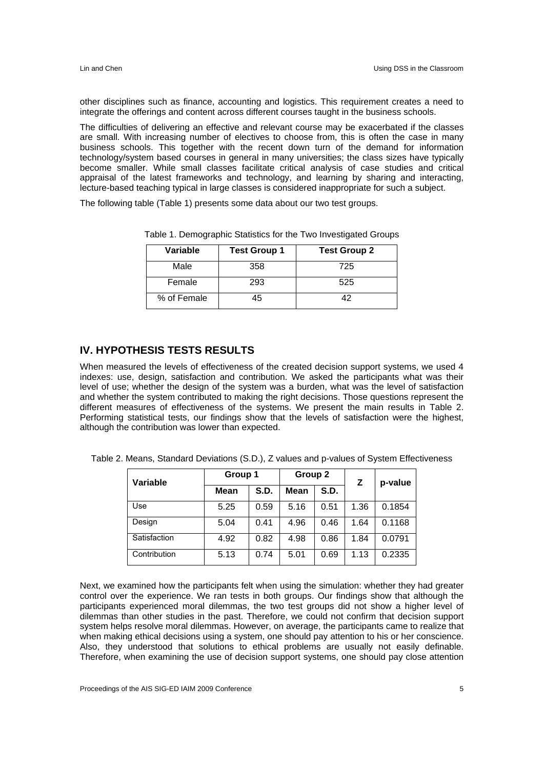other disciplines such as finance, accounting and logistics. This requirement creates a need to integrate the offerings and content across different courses taught in the business schools.

The difficulties of delivering an effective and relevant course may be exacerbated if the classes are small. With increasing number of electives to choose from, this is often the case in many business schools. This together with the recent down turn of the demand for information technology/system based courses in general in many universities; the class sizes have typically become smaller. While small classes facilitate critical analysis of case studies and critical appraisal of the latest frameworks and technology, and learning by sharing and interacting, lecture-based teaching typical in large classes is considered inappropriate for such a subject.

The following table (Table 1) presents some data about our two test groups.

Table 1. Demographic Statistics for the Two Investigated Groups

| Variable | Test Group 1 | Test Group 2 |
|---|---|---|
| Male | 358 | 725 |
| Female | 293 | 525 |
| % of Female | 45 | 42 |

## IV. HYPOTHESIS TESTS RESULTS

When measured the levels of effectiveness of the created decision support systems, we used 4 indexes: use, design, satisfaction and contribution. We asked the participants what was their level of use; whether the design of the system was a burden, what was the level of satisfaction and whether the system contributed to making the right decisions. Those questions represent the different measures of effectiveness of the systems. We present the main results in Table 2. Performing statistical tests, our findings show that the levels of satisfaction were the highest, although the contribution was lower than expected.

Table 2. Means, Standard Deviations (S.D.), Z values and p-values of System Effectiveness

| Variable | Group 1 | | Group 2 | | Z | p-value |
|---|---|---|---|---|---|---|
| | Mean | S.D. | Mean | S.D. | | |
| Use | 5.25 | 0.59 | 5.16 | 0.51 | 1.36 | 0.1854 |
| Design | 5.04 | 0.41 | 4.96 | 0.46 | 1.64 | 0.1168 |
| Satisfaction | 4.92 | 0.82 | 4.98 | 0.86 | 1.84 | 0.0791 |
| Contribution | 5.13 | 0.74 | 5.01 | 0.69 | 1.13 | 0.2335 |

Next, we examined how the participants felt when using the simulation: whether they had greater control over the experience. We ran tests in both groups. Our findings show that although the participants experienced moral dilemmas, the two test groups did not show a higher level of dilemmas than other studies in the past. Therefore, we could not confirm that decision support system helps resolve moral dilemmas. However, on average, the participants came to realize that when making ethical decisions using a system, one should pay attention to his or her conscience. Also, they understood that solutions to ethical problems are usually not easily definable. Therefore, when examining the use of decision support systems, one should pay close attention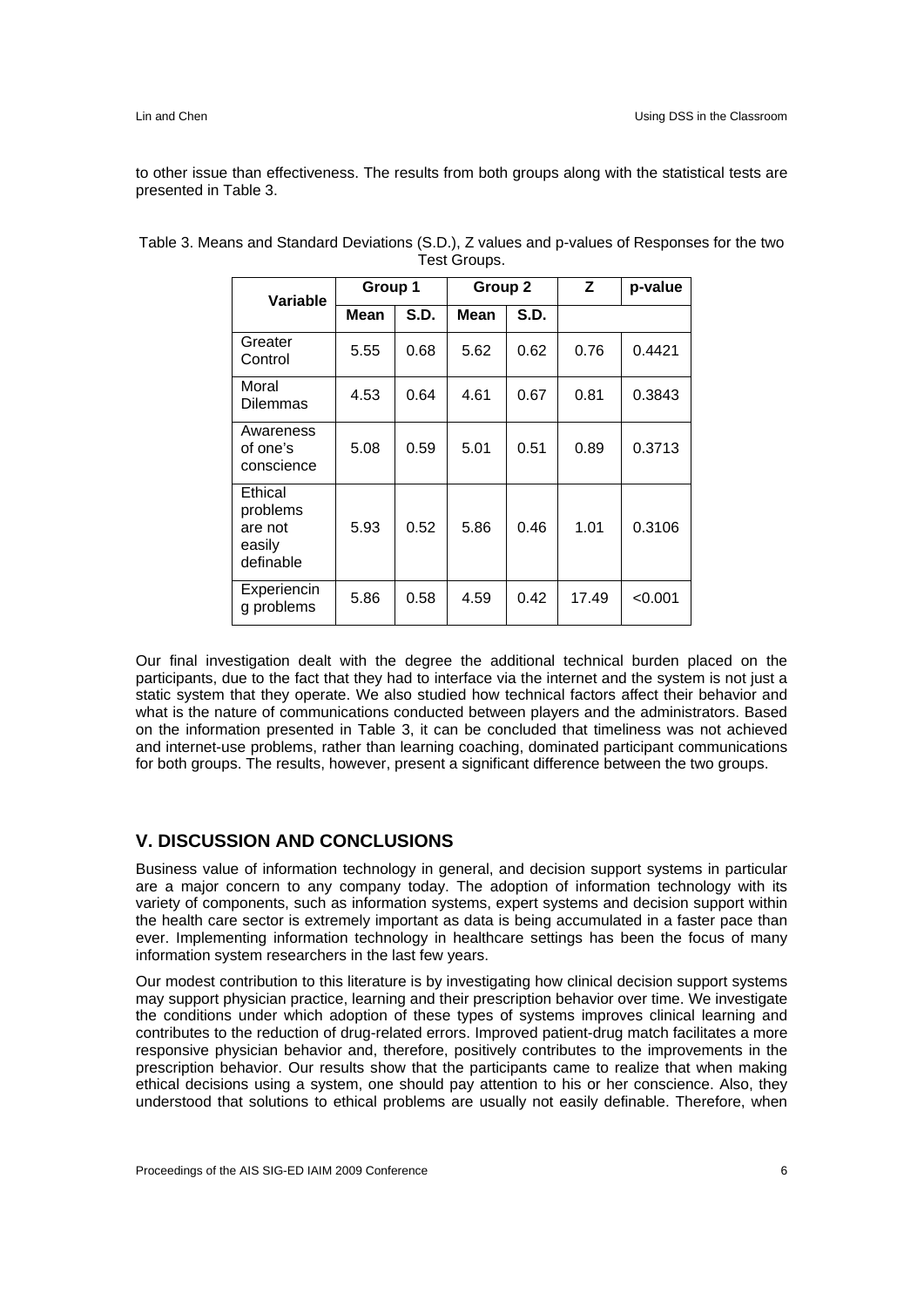to other issue than effectiveness. The results from both groups along with the statistical tests are presented in Table 3.

Table 3. Means and Standard Deviations (S.D.), Z values and p-values of Responses for the two Test Groups.

| Variable | Group 1 | | Group 2 | | Z | p-value |
|---|---|---|---|---|---|---|
| | Mean | S.D. | Mean | S.D. | | |
| Greater Control | 5.55 | 0.68 | 5.62 | 0.62 | 0.76 | 0.4421 |
| Moral Dilemmas | 4.53 | 0.64 | 4.61 | 0.67 | 0.81 | 0.3843 |
| Awareness of one's conscience | 5.08 | 0.59 | 5.01 | 0.51 | 0.89 | 0.3713 |
| Ethical problems are not easily definable | 5.93 | 0.52 | 5.86 | 0.46 | 1.01 | 0.3106 |
| Experiencing problems | 5.86 | 0.58 | 4.59 | 0.42 | 17.49 | <0.001 |

Our final investigation dealt with the degree the additional technical burden placed on the participants, due to the fact that they had to interface via the internet and the system is not just a static system that they operate. We also studied how technical factors affect their behavior and what is the nature of communications conducted between players and the administrators. Based on the information presented in Table 3, it can be concluded that timeliness was not achieved and internet-use problems, rather than learning coaching, dominated participant communications for both groups. The results, however, present a significant difference between the two groups.

## V. DISCUSSION AND CONCLUSIONS

Business value of information technology in general, and decision support systems in particular are a major concern to any company today. The adoption of information technology with its variety of components, such as information systems, expert systems and decision support within the health care sector is extremely important as data is being accumulated in a faster pace than ever. Implementing information technology in healthcare settings has been the focus of many information system researchers in the last few years.

Our modest contribution to this literature is by investigating how clinical decision support systems may support physician practice, learning and their prescription behavior over time. We investigate the conditions under which adoption of these types of systems improves clinical learning and contributes to the reduction of drug-related errors. Improved patient-drug match facilitates a more responsive physician behavior and, therefore, positively contributes to the improvements in the prescription behavior. Our results show that the participants came to realize that when making ethical decisions using a system, one should pay attention to his or her conscience. Also, they understood that solutions to ethical problems are usually not easily definable. Therefore, when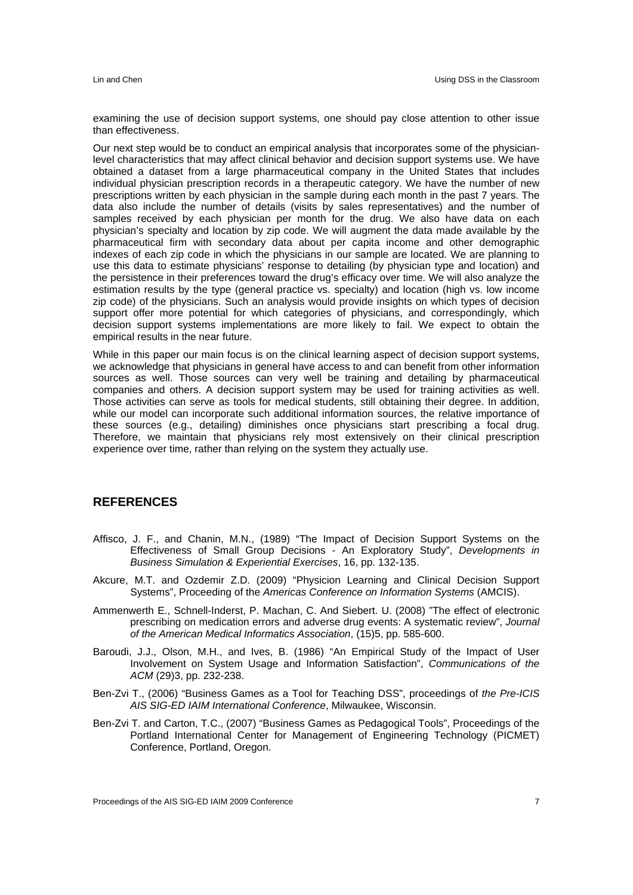examining the use of decision support systems, one should pay close attention to other issue than effectiveness.

Our next step would be to conduct an empirical analysis that incorporates some of the physician-level characteristics that may affect clinical behavior and decision support systems use. We have obtained a dataset from a large pharmaceutical company in the United States that includes individual physician prescription records in a therapeutic category. We have the number of new prescriptions written by each physician in the sample during each month in the past 7 years. The data also include the number of details (visits by sales representatives) and the number of samples received by each physician per month for the drug. We also have data on each physician's specialty and location by zip code. We will augment the data made available by the pharmaceutical firm with secondary data about per capita income and other demographic indexes of each zip code in which the physicians in our sample are located. We are planning to use this data to estimate physicians' response to detailing (by physician type and location) and the persistence in their preferences toward the drug's efficacy over time. We will also analyze the estimation results by the type (general practice vs. specialty) and location (high vs. low income zip code) of the physicians. Such an analysis would provide insights on which types of decision support offer more potential for which categories of physicians, and correspondingly, which decision support systems implementations are more likely to fail. We expect to obtain the empirical results in the near future.

While in this paper our main focus is on the clinical learning aspect of decision support systems, we acknowledge that physicians in general have access to and can benefit from other information sources as well. Those sources can very well be training and detailing by pharmaceutical companies and others. A decision support system may be used for training activities as well. Those activities can serve as tools for medical students, still obtaining their degree. In addition, while our model can incorporate such additional information sources, the relative importance of these sources (e.g., detailing) diminishes once physicians start prescribing a focal drug. Therefore, we maintain that physicians rely most extensively on their clinical prescription experience over time, rather than relying on the system they actually use.

## REFERENCES

Affisco, J. F., and Chanin, M.N., (1989) "The Impact of Decision Support Systems on the Effectiveness of Small Group Decisions - An Exploratory Study", *Developments in Business Simulation & Experiential Exercises*, 16, pp. 132-135.

Akcure, M.T. and Ozdemir Z.D. (2009) "Physicion Learning and Clinical Decision Support Systems", Proceeding of the *Americas Conference on Information Systems* (AMCIS).

Ammenwerth E., Schnell-Inderst, P. Machan, C. And Siebert. U. (2008) "The effect of electronic prescribing on medication errors and adverse drug events: A systematic review", *Journal of the American Medical Informatics Association*, (15)5, pp. 585-600.

Baroudi, J.J., Olson, M.H., and Ives, B. (1986) "An Empirical Study of the Impact of User Involvement on System Usage and Information Satisfaction", *Communications of the ACM* (29)3, pp. 232-238.

Ben-Zvi T., (2006) "Business Games as a Tool for Teaching DSS", proceedings of *the Pre-ICIS AIS SIG-ED IAIM International Conference*, Milwaukee, Wisconsin.

Ben-Zvi T. and Carton, T.C., (2007) "Business Games as Pedagogical Tools", Proceedings of the Portland International Center for Management of Engineering Technology (PICMET) Conference, Portland, Oregon.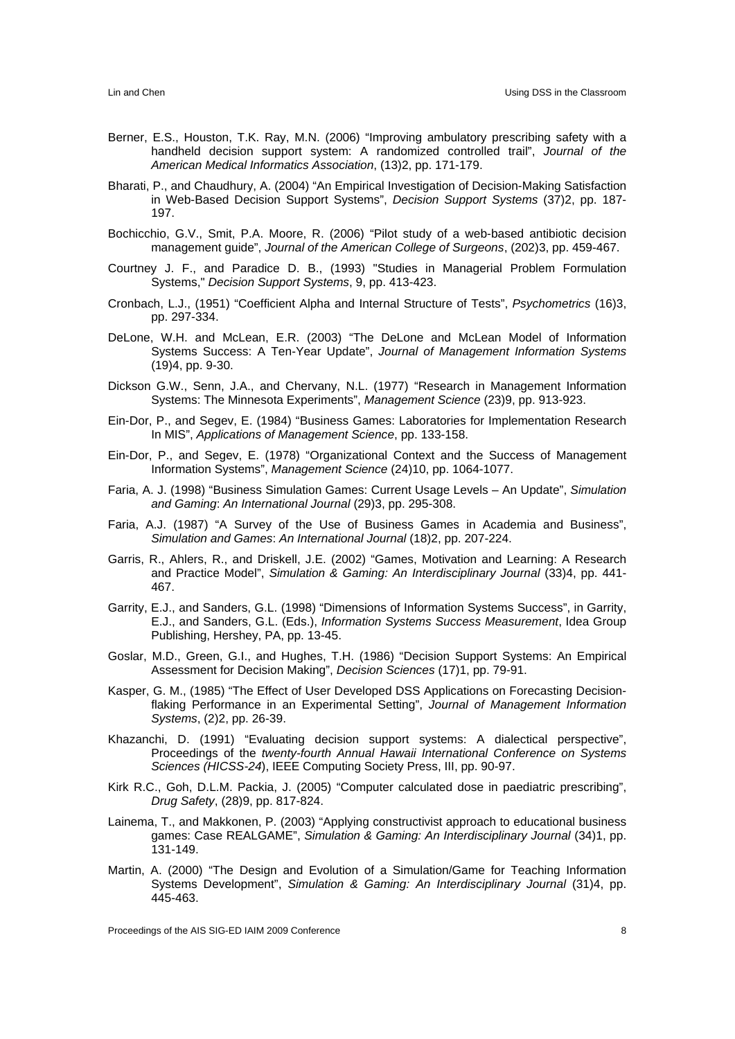Berner, E.S., Houston, T.K. Ray, M.N. (2006) "Improving ambulatory prescribing safety with a handheld decision support system: A randomized controlled trail", *Journal of the American Medical Informatics Association*, (13)2, pp. 171-179.

Bharati, P., and Chaudhury, A. (2004) "An Empirical Investigation of Decision-Making Satisfaction in Web-Based Decision Support Systems", *Decision Support Systems* (37)2, pp. 187-197.

Bochicchio, G.V., Smit, P.A. Moore, R. (2006) "Pilot study of a web-based antibiotic decision management guide", *Journal of the American College of Surgeons*, (202)3, pp. 459-467.

Courtney J. F., and Paradice D. B., (1993) "Studies in Managerial Problem Formulation Systems," *Decision Support Systems*, 9, pp. 413-423.

Cronbach, L.J., (1951) "Coefficient Alpha and Internal Structure of Tests", *Psychometrics* (16)3, pp. 297-334.

DeLone, W.H. and McLean, E.R. (2003) "The DeLone and McLean Model of Information Systems Success: A Ten-Year Update", *Journal of Management Information Systems* (19)4, pp. 9-30.

Dickson G.W., Senn, J.A., and Chervany, N.L. (1977) "Research in Management Information Systems: The Minnesota Experiments", *Management Science* (23)9, pp. 913-923.

Ein-Dor, P., and Segev, E. (1984) "Business Games: Laboratories for Implementation Research In MIS", *Applications of Management Science*, pp. 133-158.

Ein-Dor, P., and Segev, E. (1978) "Organizational Context and the Success of Management Information Systems", *Management Science* (24)10, pp. 1064-1077.

Faria, A. J. (1998) "Business Simulation Games: Current Usage Levels – An Update", *Simulation and Gaming*: *An International Journal* (29)3, pp. 295-308.

Faria, A.J. (1987) "A Survey of the Use of Business Games in Academia and Business", *Simulation and Games*: *An International Journal* (18)2, pp. 207-224.

Garris, R., Ahlers, R., and Driskell, J.E. (2002) "Games, Motivation and Learning: A Research and Practice Model", *Simulation & Gaming: An Interdisciplinary Journal* (33)4, pp. 441-467.

Garrity, E.J., and Sanders, G.L. (1998) "Dimensions of Information Systems Success", in Garrity, E.J., and Sanders, G.L. (Eds.), *Information Systems Success Measurement*, Idea Group Publishing, Hershey, PA, pp. 13-45.

Goslar, M.D., Green, G.I., and Hughes, T.H. (1986) "Decision Support Systems: An Empirical Assessment for Decision Making", *Decision Sciences* (17)1, pp. 79-91.

Kasper, G. M., (1985) "The Effect of User Developed DSS Applications on Forecasting Decision-flaking Performance in an Experimental Setting", *Journal of Management Information Systems*, (2)2, pp. 26-39.

Khazanchi, D. (1991) "Evaluating decision support systems: A dialectical perspective", Proceedings of the *twenty-fourth Annual Hawaii International Conference on Systems Sciences (HICSS-24*), IEEE Computing Society Press, III, pp. 90-97.

Kirk R.C., Goh, D.L.M. Packia, J. (2005) "Computer calculated dose in paediatric prescribing", *Drug Safety*, (28)9, pp. 817-824.

Lainema, T., and Makkonen, P. (2003) "Applying constructivist approach to educational business games: Case REALGAME", *Simulation & Gaming: An Interdisciplinary Journal* (34)1, pp. 131-149.

Martin, A. (2000) "The Design and Evolution of a Simulation/Game for Teaching Information Systems Development", *Simulation & Gaming: An Interdisciplinary Journal* (31)4, pp. 445-463.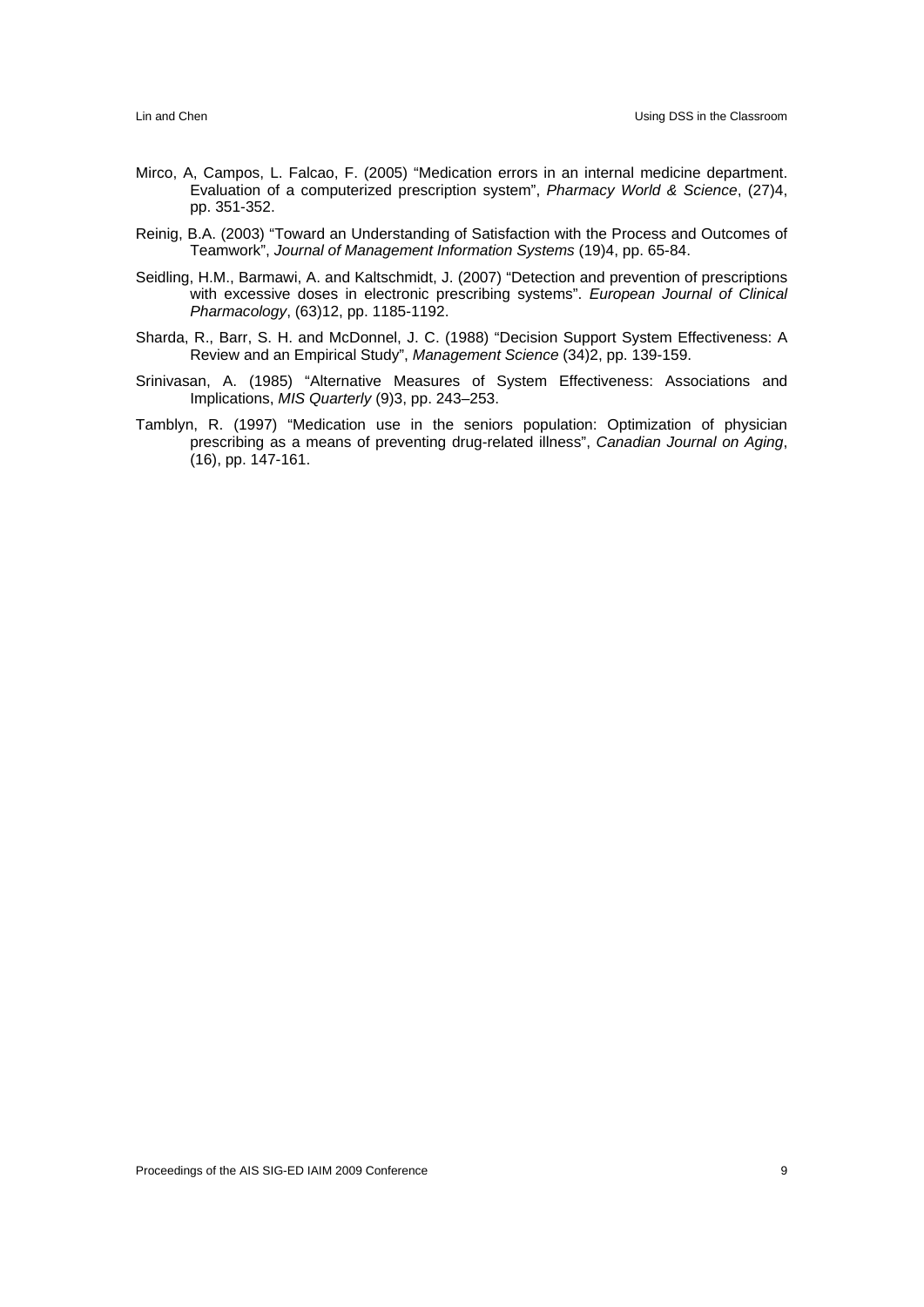Mirco, A, Campos, L. Falcao, F. (2005) "Medication errors in an internal medicine department. Evaluation of a computerized prescription system", *Pharmacy World & Science*, (27)4, pp. 351-352.

Reinig, B.A. (2003) "Toward an Understanding of Satisfaction with the Process and Outcomes of Teamwork", *Journal of Management Information Systems* (19)4, pp. 65-84.

Seidling, H.M., Barmawi, A. and Kaltschmidt, J. (2007) "Detection and prevention of prescriptions with excessive doses in electronic prescribing systems". *European Journal of Clinical Pharmacology*, (63)12, pp. 1185-1192.

Sharda, R., Barr, S. H. and McDonnel, J. C. (1988) "Decision Support System Effectiveness: A Review and an Empirical Study", *Management Science* (34)2, pp. 139-159.

Srinivasan, A. (1985) "Alternative Measures of System Effectiveness: Associations and Implications, *MIS Quarterly* (9)3, pp. 243–253.

Tamblyn, R. (1997) "Medication use in the seniors population: Optimization of physician prescribing as a means of preventing drug-related illness", *Canadian Journal on Aging*, (16), pp. 147-161.